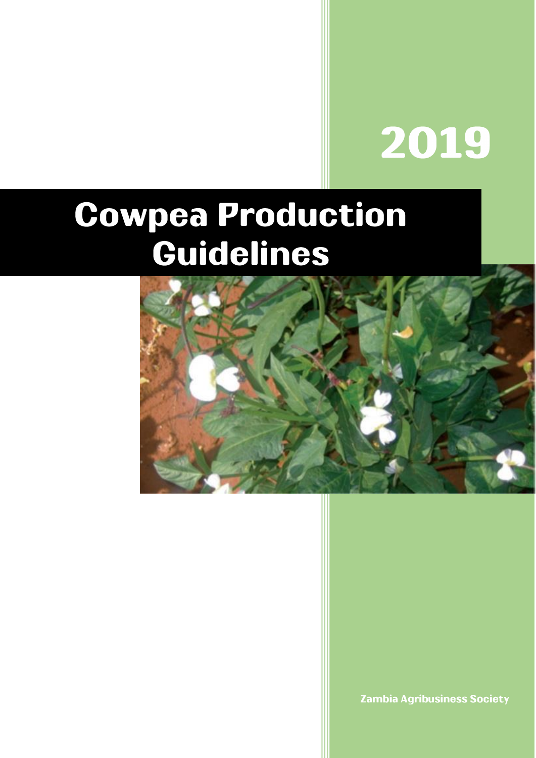2019

# Cowpea Production Guidelines

Zambia Agribusiness Society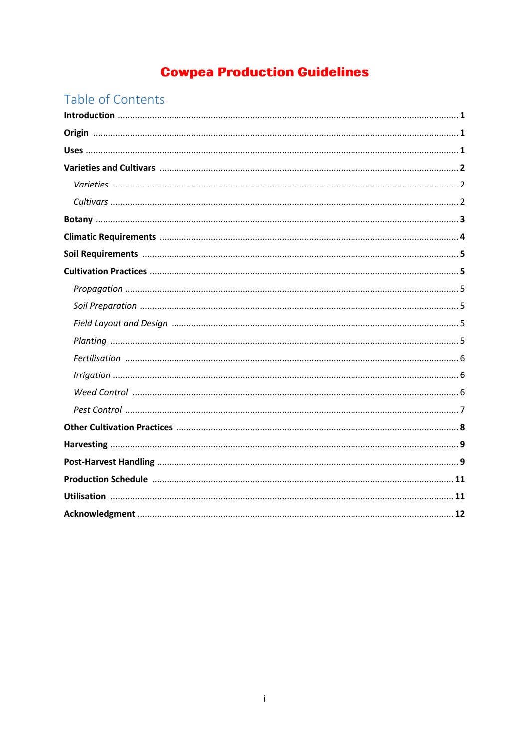# Cowpea Production Guidelines

## Table of Contents

**Introduction** ........................................................................ **1**

**Origin** ........................................................................ **1**

**Uses** ........................................................................ **1**

**Varieties and Cultivars** ........................................................................ **2**

*Varieties* ........................................................................ 2

*Cultivars* ........................................................................ 2

**Botany** ........................................................................ **3**

**Climatic Requirements** ........................................................................ **4**

**Soil Requirements** ........................................................................ **5**

**Cultivation Practices** ........................................................................ **5**

*Propagation* ........................................................................ 5

*Soil Preparation* ........................................................................ 5

*Field Layout and Design* ........................................................................ 5

*Planting* ........................................................................ 5

*Fertilisation* ........................................................................ 6

*Irrigation* ........................................................................ 6

*Weed Control* ........................................................................ 6

*Pest Control* ........................................................................ 7

**Other Cultivation Practices** ........................................................................ **8**

**Harvesting** ........................................................................ **9**

**Post-Harvest Handling** ........................................................................ **9**

**Production Schedule** ........................................................................ **11**

**Utilisation** ........................................................................ **11**

**Acknowledgment** ........................................................................ **12**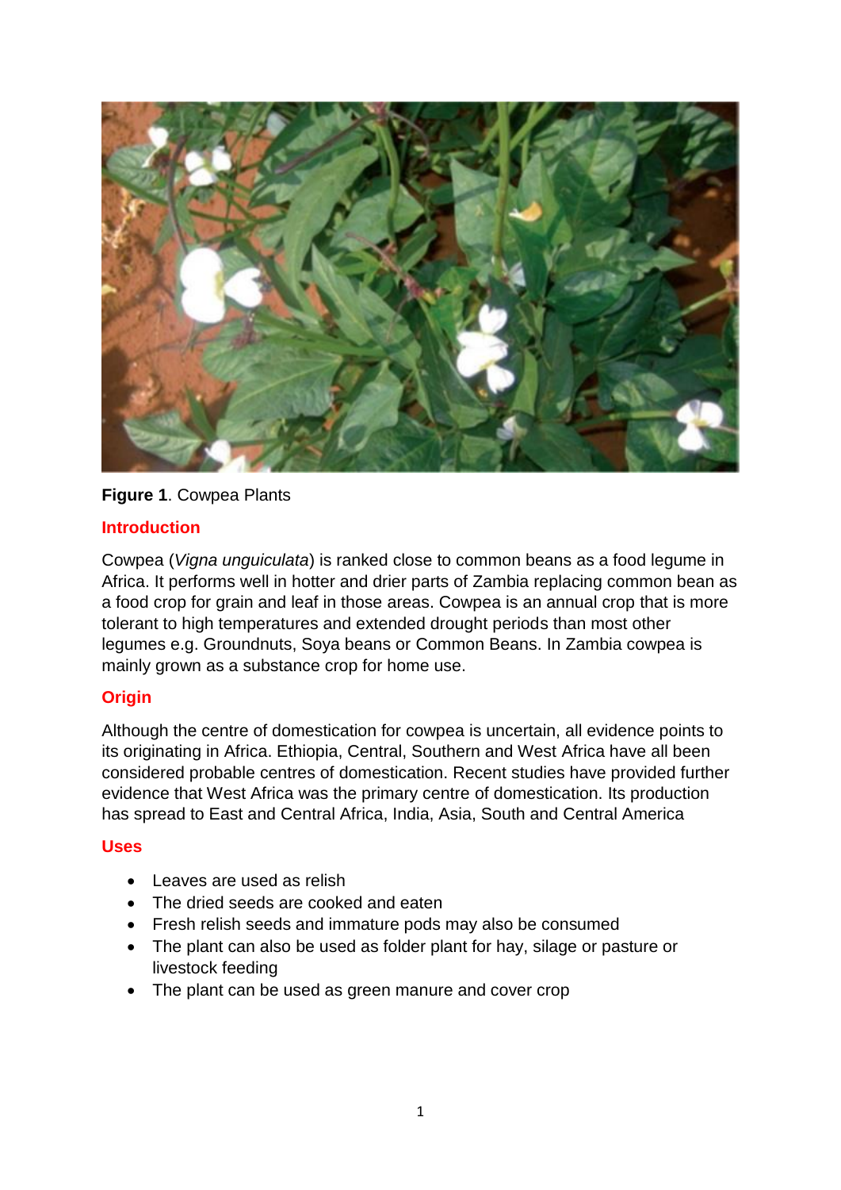**Figure 1**. Cowpea Plants

## Introduction

Cowpea (*Vigna unguiculata*) is ranked close to common beans as a food legume in Africa. It performs well in hotter and drier parts of Zambia replacing common bean as a food crop for grain and leaf in those areas. Cowpea is an annual crop that is more tolerant to high temperatures and extended drought periods than most other legumes e.g. Groundnuts, Soya beans or Common Beans. In Zambia cowpea is mainly grown as a substance crop for home use.

## Origin

Although the centre of domestication for cowpea is uncertain, all evidence points to its originating in Africa. Ethiopia, Central, Southern and West Africa have all been considered probable centres of domestication. Recent studies have provided further evidence that West Africa was the primary centre of domestication. Its production has spread to East and Central Africa, India, Asia, South and Central America

## Uses

- Leaves are used as relish
- The dried seeds are cooked and eaten
- Fresh relish seeds and immature pods may also be consumed
- The plant can also be used as folder plant for hay, silage or pasture or livestock feeding
- The plant can be used as green manure and cover crop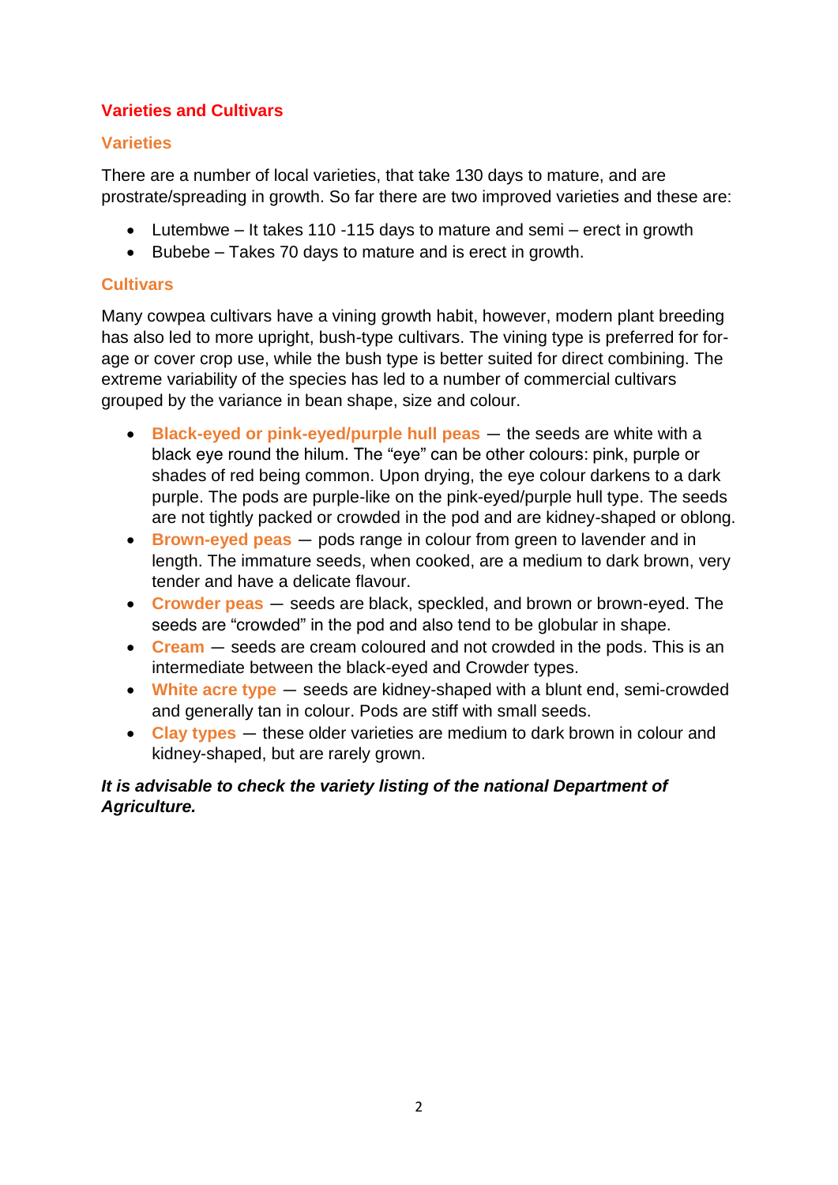## Varieties and Cultivars

### Varieties

There are a number of local varieties, that take 130 days to mature, and are prostrate/spreading in growth. So far there are two improved varieties and these are:

- Lutembwe – It takes 110 -115 days to mature and semi – erect in growth
- Bubebe – Takes 70 days to mature and is erect in growth.

### Cultivars

Many cowpea cultivars have a vining growth habit, however, modern plant breeding has also led to more upright, bush-type cultivars. The vining type is preferred for forage or cover crop use, while the bush type is better suited for direct combining. The extreme variability of the species has led to a number of commercial cultivars grouped by the variance in bean shape, size and colour.

- **Black-eyed or pink-eyed/purple hull peas** — the seeds are white with a black eye round the hilum. The "eye" can be other colours: pink, purple or shades of red being common. Upon drying, the eye colour darkens to a dark purple. The pods are purple-like on the pink-eyed/purple hull type. The seeds are not tightly packed or crowded in the pod and are kidney-shaped or oblong.
- **Brown-eyed peas** — pods range in colour from green to lavender and in length. The immature seeds, when cooked, are a medium to dark brown, very tender and have a delicate flavour.
- **Crowder peas** — seeds are black, speckled, and brown or brown-eyed. The seeds are "crowded" in the pod and also tend to be globular in shape.
- **Cream** — seeds are cream coloured and not crowded in the pods. This is an intermediate between the black-eyed and Crowder types.
- **White acre type** — seeds are kidney-shaped with a blunt end, semi-crowded and generally tan in colour. Pods are stiff with small seeds.
- **Clay types** — these older varieties are medium to dark brown in colour and kidney-shaped, but are rarely grown.

***It is advisable to check the variety listing of the national Department of Agriculture.***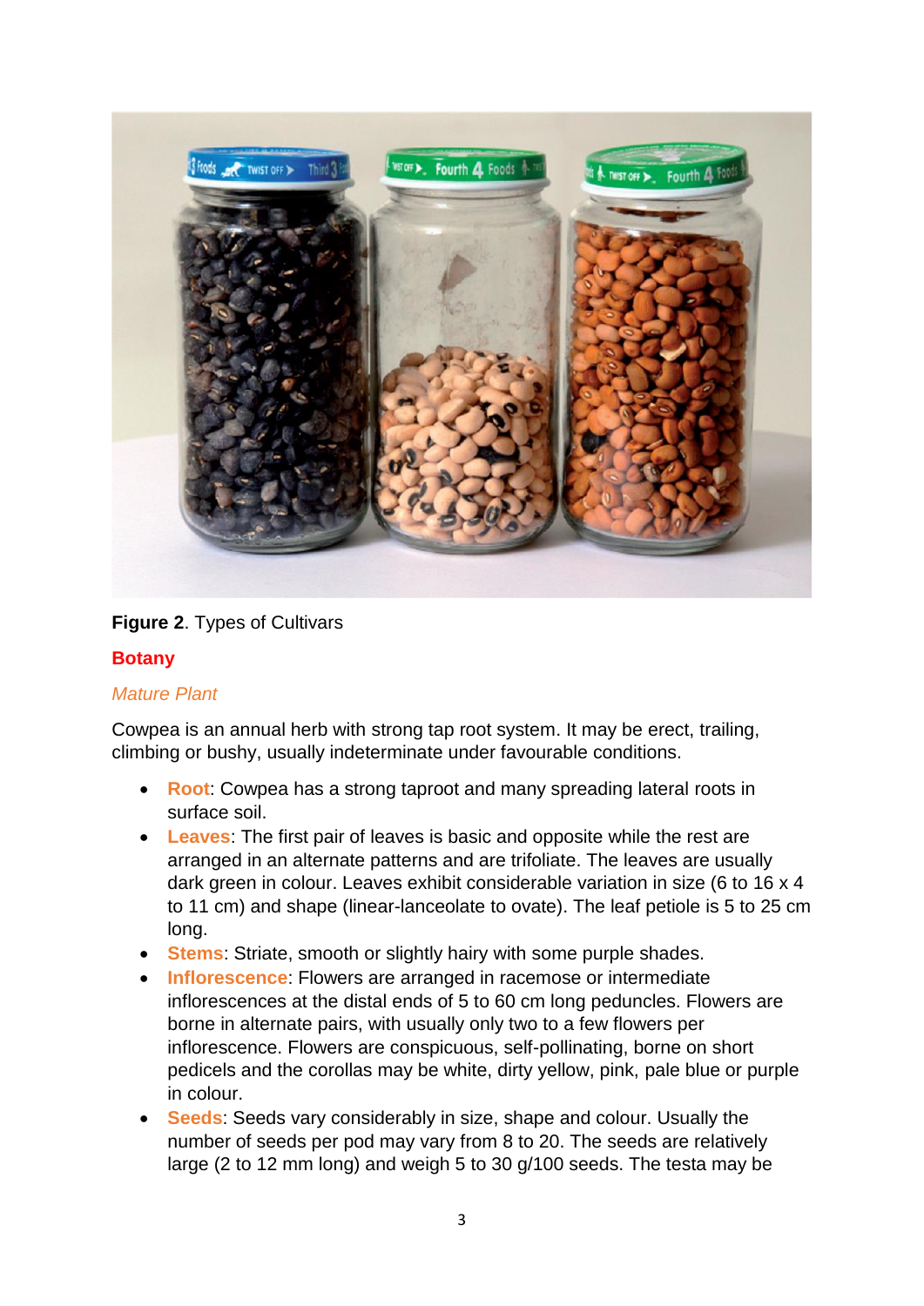**Figure 2**. Types of Cultivars

## Botany

### *Mature Plant*

Cowpea is an annual herb with strong tap root system. It may be erect, trailing, climbing or bushy, usually indeterminate under favourable conditions.

- **Root**: Cowpea has a strong taproot and many spreading lateral roots in surface soil.
- **Leaves**: The first pair of leaves is basic and opposite while the rest are arranged in an alternate patterns and are trifoliate. The leaves are usually dark green in colour. Leaves exhibit considerable variation in size (6 to 16 x 4 to 11 cm) and shape (linear-lanceolate to ovate). The leaf petiole is 5 to 25 cm long.
- **Stems**: Striate, smooth or slightly hairy with some purple shades.
- **Inflorescence**: Flowers are arranged in racemose or intermediate inflorescences at the distal ends of 5 to 60 cm long peduncles. Flowers are borne in alternate pairs, with usually only two to a few flowers per inflorescence. Flowers are conspicuous, self-pollinating, borne on short pedicels and the corollas may be white, dirty yellow, pink, pale blue or purple in colour.
- **Seeds**: Seeds vary considerably in size, shape and colour. Usually the number of seeds per pod may vary from 8 to 20. The seeds are relatively large (2 to 12 mm long) and weigh 5 to 30 g/100 seeds. The testa may be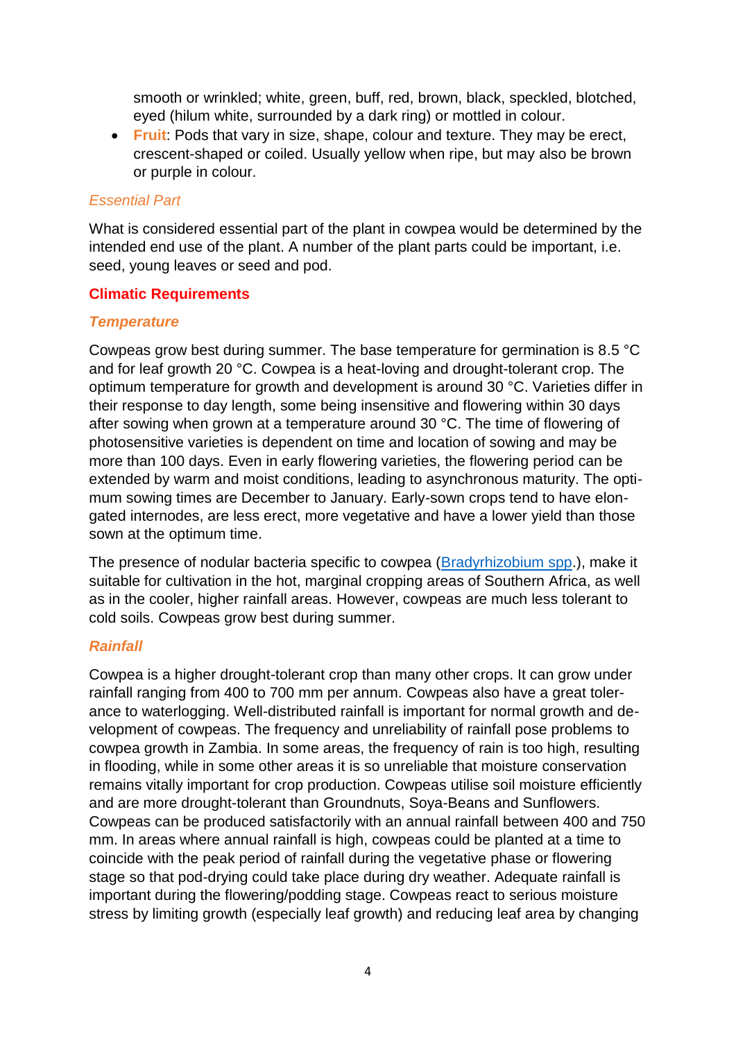smooth or wrinkled; white, green, buff, red, brown, black, speckled, blotched, eyed (hilum white, surrounded by a dark ring) or mottled in colour.

- **Fruit**: Pods that vary in size, shape, colour and texture. They may be erect, crescent-shaped or coiled. Usually yellow when ripe, but may also be brown or purple in colour.

### *Essential Part*

What is considered essential part of the plant in cowpea would be determined by the intended end use of the plant. A number of the plant parts could be important, i.e. seed, young leaves or seed and pod.

## Climatic Requirements

### *Temperature*

Cowpeas grow best during summer. The base temperature for germination is 8.5 °C and for leaf growth 20 °C. Cowpea is a heat-loving and drought-tolerant crop. The optimum temperature for growth and development is around 30 °C. Varieties differ in their response to day length, some being insensitive and flowering within 30 days after sowing when grown at a temperature around 30 °C. The time of flowering of photosensitive varieties is dependent on time and location of sowing and may be more than 100 days. Even in early flowering varieties, the flowering period can be extended by warm and moist conditions, leading to asynchronous maturity. The optimum sowing times are December to January. Early-sown crops tend to have elongated internodes, are less erect, more vegetative and have a lower yield than those sown at the optimum time.

The presence of nodular bacteria specific to cowpea (Bradyrhizobium spp.), make it suitable for cultivation in the hot, marginal cropping areas of Southern Africa, as well as in the cooler, higher rainfall areas. However, cowpeas are much less tolerant to cold soils. Cowpeas grow best during summer.

### *Rainfall*

Cowpea is a higher drought-tolerant crop than many other crops. It can grow under rainfall ranging from 400 to 700 mm per annum. Cowpeas also have a great tolerance to waterlogging. Well-distributed rainfall is important for normal growth and development of cowpeas. The frequency and unreliability of rainfall pose problems to cowpea growth in Zambia. In some areas, the frequency of rain is too high, resulting in flooding, while in some other areas it is so unreliable that moisture conservation remains vitally important for crop production. Cowpeas utilise soil moisture efficiently and are more drought-tolerant than Groundnuts, Soya-Beans and Sunflowers. Cowpeas can be produced satisfactorily with an annual rainfall between 400 and 750 mm. In areas where annual rainfall is high, cowpeas could be planted at a time to coincide with the peak period of rainfall during the vegetative phase or flowering stage so that pod-drying could take place during dry weather. Adequate rainfall is important during the flowering/podding stage. Cowpeas react to serious moisture stress by limiting growth (especially leaf growth) and reducing leaf area by changing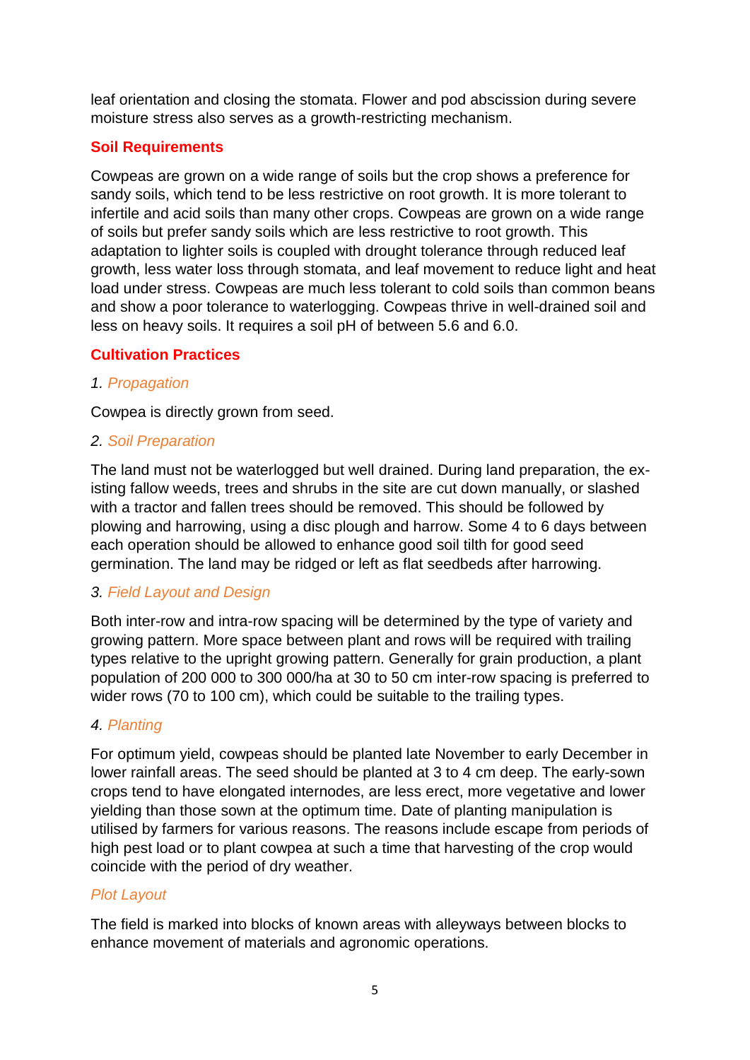leaf orientation and closing the stomata. Flower and pod abscission during severe moisture stress also serves as a growth-restricting mechanism.

## Soil Requirements

Cowpeas are grown on a wide range of soils but the crop shows a preference for sandy soils, which tend to be less restrictive on root growth. It is more tolerant to infertile and acid soils than many other crops. Cowpeas are grown on a wide range of soils but prefer sandy soils which are less restrictive to root growth. This adaptation to lighter soils is coupled with drought tolerance through reduced leaf growth, less water loss through stomata, and leaf movement to reduce light and heat load under stress. Cowpeas are much less tolerant to cold soils than common beans and show a poor tolerance to waterlogging. Cowpeas thrive in well-drained soil and less on heavy soils. It requires a soil pH of between 5.6 and 6.0.

## Cultivation Practices

### 1. *Propagation*

Cowpea is directly grown from seed.

### 2. *Soil Preparation*

The land must not be waterlogged but well drained. During land preparation, the existing fallow weeds, trees and shrubs in the site are cut down manually, or slashed with a tractor and fallen trees should be removed. This should be followed by plowing and harrowing, using a disc plough and harrow. Some 4 to 6 days between each operation should be allowed to enhance good soil tilth for good seed germination. The land may be ridged or left as flat seedbeds after harrowing.

### 3. *Field Layout and Design*

Both inter-row and intra-row spacing will be determined by the type of variety and growing pattern. More space between plant and rows will be required with trailing types relative to the upright growing pattern. Generally for grain production, a plant population of 200 000 to 300 000/ha at 30 to 50 cm inter-row spacing is preferred to wider rows (70 to 100 cm), which could be suitable to the trailing types.

### 4. *Planting*

For optimum yield, cowpeas should be planted late November to early December in lower rainfall areas. The seed should be planted at 3 to 4 cm deep. The early-sown crops tend to have elongated internodes, are less erect, more vegetative and lower yielding than those sown at the optimum time. Date of planting manipulation is utilised by farmers for various reasons. The reasons include escape from periods of high pest load or to plant cowpea at such a time that harvesting of the crop would coincide with the period of dry weather.

### *Plot Layout*

The field is marked into blocks of known areas with alleyways between blocks to enhance movement of materials and agronomic operations.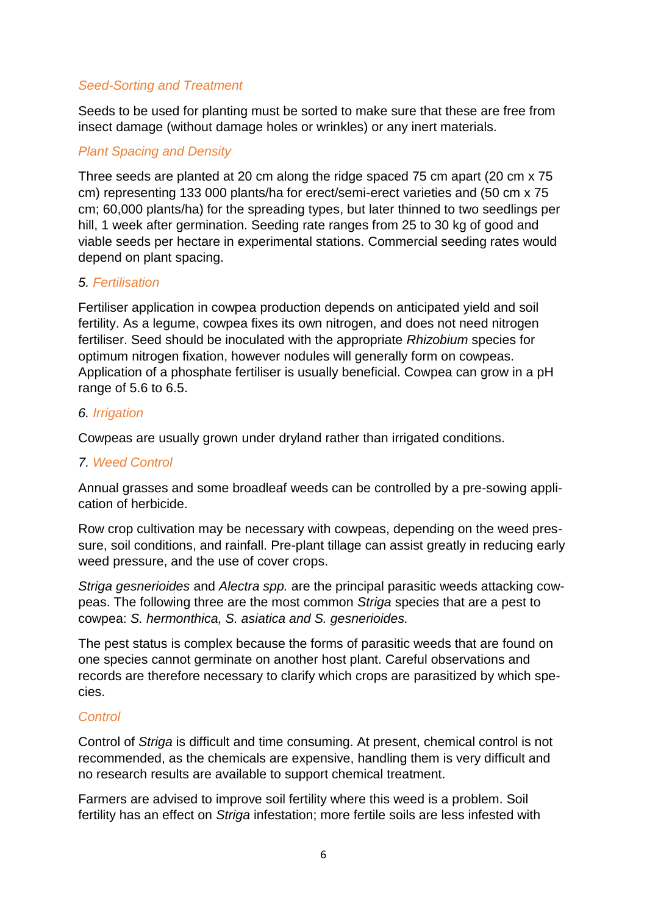### *Seed-Sorting and Treatment*

Seeds to be used for planting must be sorted to make sure that these are free from insect damage (without damage holes or wrinkles) or any inert materials.

### *Plant Spacing and Density*

Three seeds are planted at 20 cm along the ridge spaced 75 cm apart (20 cm x 75 cm) representing 133 000 plants/ha for erect/semi-erect varieties and (50 cm x 75 cm; 60,000 plants/ha) for the spreading types, but later thinned to two seedlings per hill, 1 week after germination. Seeding rate ranges from 25 to 30 kg of good and viable seeds per hectare in experimental stations. Commercial seeding rates would depend on plant spacing.

## 5. *Fertilisation*

Fertiliser application in cowpea production depends on anticipated yield and soil fertility. As a legume, cowpea fixes its own nitrogen, and does not need nitrogen fertiliser. Seed should be inoculated with the appropriate *Rhizobium* species for optimum nitrogen fixation, however nodules will generally form on cowpeas. Application of a phosphate fertiliser is usually beneficial. Cowpea can grow in a pH range of 5.6 to 6.5.

## 6. *Irrigation*

Cowpeas are usually grown under dryland rather than irrigated conditions.

## 7. *Weed Control*

Annual grasses and some broadleaf weeds can be controlled by a pre-sowing application of herbicide.

Row crop cultivation may be necessary with cowpeas, depending on the weed pressure, soil conditions, and rainfall. Pre-plant tillage can assist greatly in reducing early weed pressure, and the use of cover crops.

*Striga gesnerioides* and *Alectra spp.* are the principal parasitic weeds attacking cowpeas. The following three are the most common *Striga* species that are a pest to cowpea: *S. hermonthica, S. asiatica and S. gesnerioides.*

The pest status is complex because the forms of parasitic weeds that are found on one species cannot germinate on another host plant. Careful observations and records are therefore necessary to clarify which crops are parasitized by which species.

### *Control*

Control of *Striga* is difficult and time consuming. At present, chemical control is not recommended, as the chemicals are expensive, handling them is very difficult and no research results are available to support chemical treatment.

Farmers are advised to improve soil fertility where this weed is a problem. Soil fertility has an effect on *Striga* infestation; more fertile soils are less infested with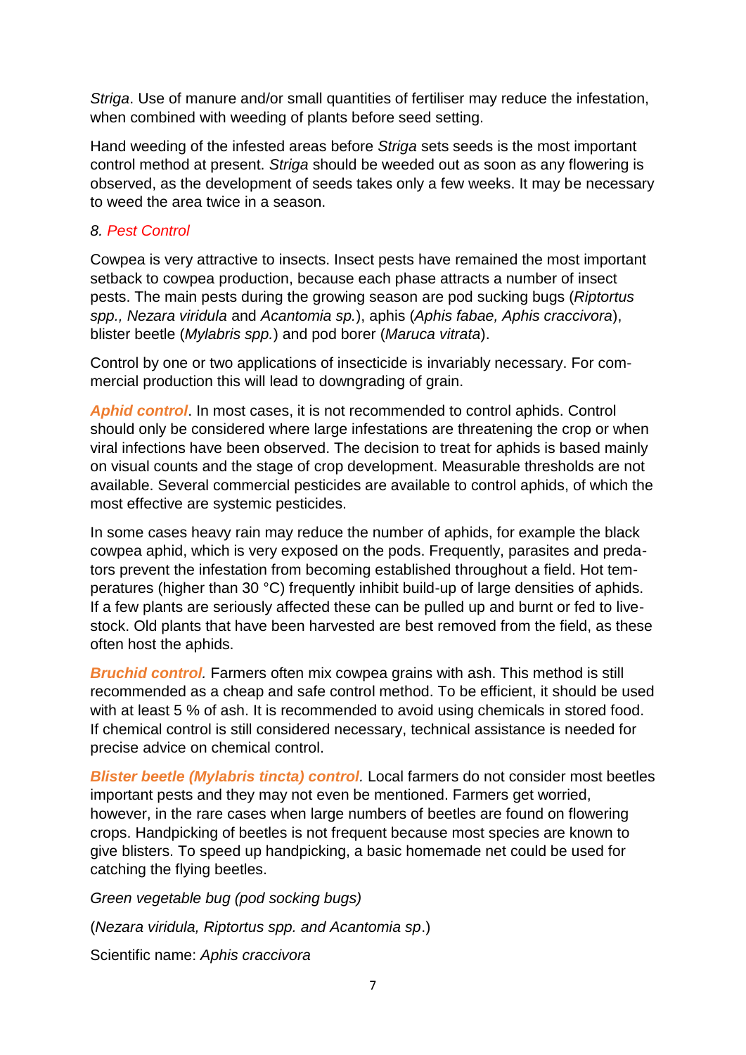*Striga*. Use of manure and/or small quantities of fertiliser may reduce the infestation, when combined with weeding of plants before seed setting.

Hand weeding of the infested areas before *Striga* sets seeds is the most important control method at present. *Striga* should be weeded out as soon as any flowering is observed, as the development of seeds takes only a few weeks. It may be necessary to weed the area twice in a season.

### *8. Pest Control*

Cowpea is very attractive to insects. Insect pests have remained the most important setback to cowpea production, because each phase attracts a number of insect pests. The main pests during the growing season are pod sucking bugs (*Riptortus spp., Nezara viridula* and *Acantomia sp.*), aphis (*Aphis fabae, Aphis craccivora*), blister beetle (*Mylabris spp.*) and pod borer (*Maruca vitrata*).

Control by one or two applications of insecticide is invariably necessary. For commercial production this will lead to downgrading of grain.

***Aphid control***. In most cases, it is not recommended to control aphids. Control should only be considered where large infestations are threatening the crop or when viral infections have been observed. The decision to treat for aphids is based mainly on visual counts and the stage of crop development. Measurable thresholds are not available. Several commercial pesticides are available to control aphids, of which the most effective are systemic pesticides.

In some cases heavy rain may reduce the number of aphids, for example the black cowpea aphid, which is very exposed on the pods. Frequently, parasites and predators prevent the infestation from becoming established throughout a field. Hot temperatures (higher than 30 °C) frequently inhibit build-up of large densities of aphids. If a few plants are seriously affected these can be pulled up and burnt or fed to livestock. Old plants that have been harvested are best removed from the field, as these often host the aphids.

***Bruchid control.*** Farmers often mix cowpea grains with ash. This method is still recommended as a cheap and safe control method. To be efficient, it should be used with at least 5 % of ash. It is recommended to avoid using chemicals in stored food. If chemical control is still considered necessary, technical assistance is needed for precise advice on chemical control.

***Blister beetle (Mylabris tincta) control.*** Local farmers do not consider most beetles important pests and they may not even be mentioned. Farmers get worried, however, in the rare cases when large numbers of beetles are found on flowering crops. Handpicking of beetles is not frequent because most species are known to give blisters. To speed up handpicking, a basic homemade net could be used for catching the flying beetles.

*Green vegetable bug (pod socking bugs)*

(*Nezara viridula, Riptortus spp. and Acantomia sp*.)

Scientific name: *Aphis craccivora*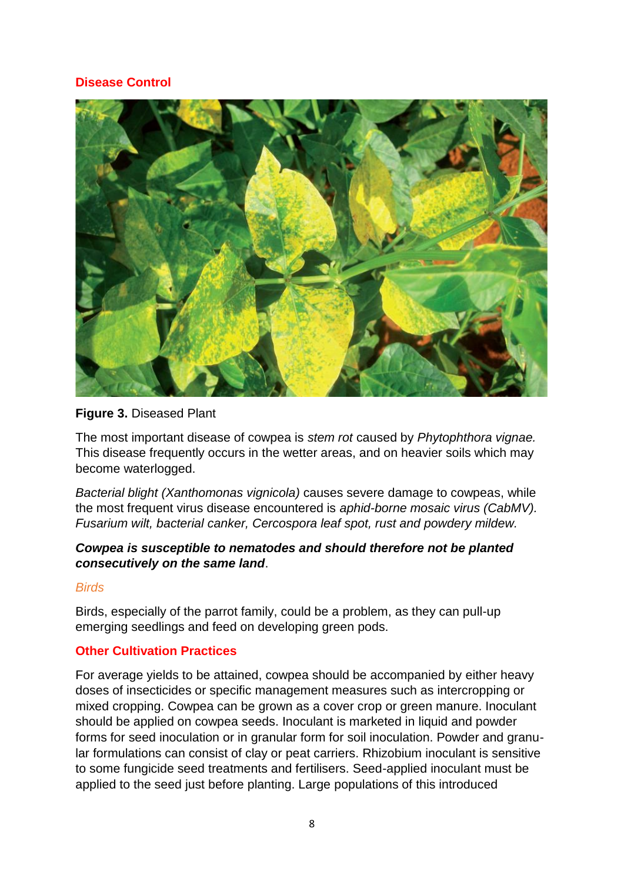## Disease Control

**Figure 3.** Diseased Plant

The most important disease of cowpea is *stem rot* caused by *Phytophthora vignae.* This disease frequently occurs in the wetter areas, and on heavier soils which may become waterlogged.

*Bacterial blight (Xanthomonas vignicola)* causes severe damage to cowpeas, while the most frequent virus disease encountered is *aphid-borne mosaic virus (CabMV). Fusarium wilt, bacterial canker, Cercospora leaf spot, rust and powdery mildew.*

***Cowpea is susceptible to nematodes and should therefore not be planted consecutively on the same land***.

### *Birds*

Birds, especially of the parrot family, could be a problem, as they can pull-up emerging seedlings and feed on developing green pods.

## Other Cultivation Practices

For average yields to be attained, cowpea should be accompanied by either heavy doses of insecticides or specific management measures such as intercropping or mixed cropping. Cowpea can be grown as a cover crop or green manure. Inoculant should be applied on cowpea seeds. Inoculant is marketed in liquid and powder forms for seed inoculation or in granular form for soil inoculation. Powder and granular formulations can consist of clay or peat carriers. Rhizobium inoculant is sensitive to some fungicide seed treatments and fertilisers. Seed-applied inoculant must be applied to the seed just before planting. Large populations of this introduced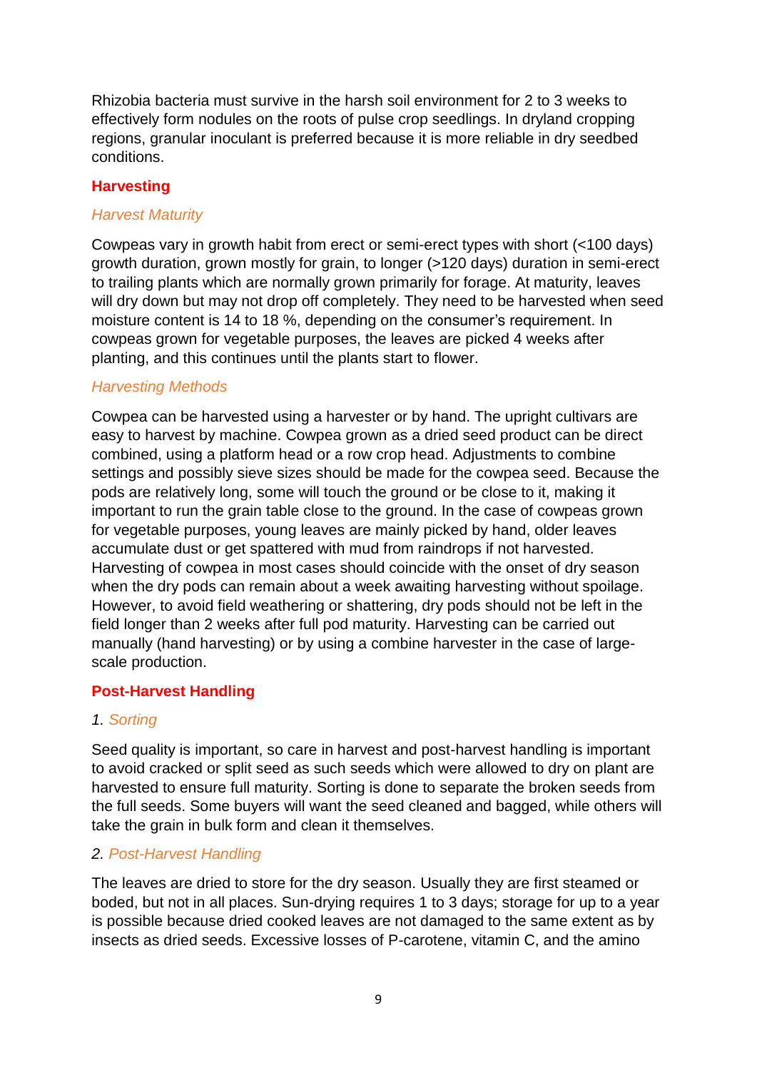Rhizobia bacteria must survive in the harsh soil environment for 2 to 3 weeks to effectively form nodules on the roots of pulse crop seedlings. In dryland cropping regions, granular inoculant is preferred because it is more reliable in dry seedbed conditions.

## Harvesting

### *Harvest Maturity*

Cowpeas vary in growth habit from erect or semi-erect types with short (<100 days) growth duration, grown mostly for grain, to longer (>120 days) duration in semi-erect to trailing plants which are normally grown primarily for forage. At maturity, leaves will dry down but may not drop off completely. They need to be harvested when seed moisture content is 14 to 18 %, depending on the consumer's requirement. In cowpeas grown for vegetable purposes, the leaves are picked 4 weeks after planting, and this continues until the plants start to flower.

### *Harvesting Methods*

Cowpea can be harvested using a harvester or by hand. The upright cultivars are easy to harvest by machine. Cowpea grown as a dried seed product can be direct combined, using a platform head or a row crop head. Adjustments to combine settings and possibly sieve sizes should be made for the cowpea seed. Because the pods are relatively long, some will touch the ground or be close to it, making it important to run the grain table close to the ground. In the case of cowpeas grown for vegetable purposes, young leaves are mainly picked by hand, older leaves accumulate dust or get spattered with mud from raindrops if not harvested. Harvesting of cowpea in most cases should coincide with the onset of dry season when the dry pods can remain about a week awaiting harvesting without spoilage. However, to avoid field weathering or shattering, dry pods should not be left in the field longer than 2 weeks after full pod maturity. Harvesting can be carried out manually (hand harvesting) or by using a combine harvester in the case of large-scale production.

## Post-Harvest Handling

### 1. *Sorting*

Seed quality is important, so care in harvest and post-harvest handling is important to avoid cracked or split seed as such seeds which were allowed to dry on plant are harvested to ensure full maturity. Sorting is done to separate the broken seeds from the full seeds. Some buyers will want the seed cleaned and bagged, while others will take the grain in bulk form and clean it themselves.

### 2. *Post-Harvest Handling*

The leaves are dried to store for the dry season. Usually they are first steamed or boded, but not in all places. Sun-drying requires 1 to 3 days; storage for up to a year is possible because dried cooked leaves are not damaged to the same extent as by insects as dried seeds. Excessive losses of P-carotene, vitamin C, and the amino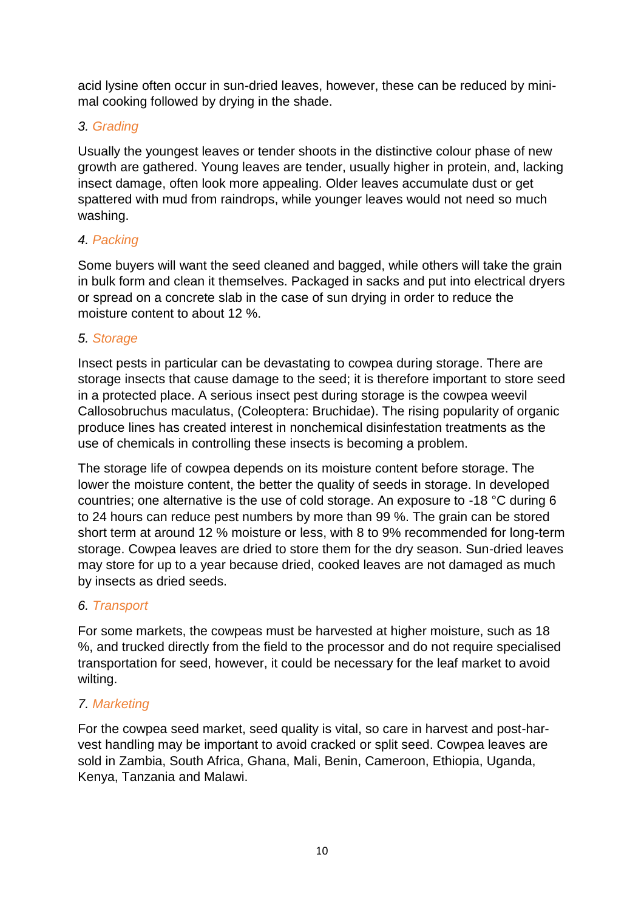acid lysine often occur in sun-dried leaves, however, these can be reduced by minimal cooking followed by drying in the shade.

### 3. Grading

Usually the youngest leaves or tender shoots in the distinctive colour phase of new growth are gathered. Young leaves are tender, usually higher in protein, and, lacking insect damage, often look more appealing. Older leaves accumulate dust or get spattered with mud from raindrops, while younger leaves would not need so much washing.

### 4. Packing

Some buyers will want the seed cleaned and bagged, while others will take the grain in bulk form and clean it themselves. Packaged in sacks and put into electrical dryers or spread on a concrete slab in the case of sun drying in order to reduce the moisture content to about 12 %.

### 5. Storage

Insect pests in particular can be devastating to cowpea during storage. There are storage insects that cause damage to the seed; it is therefore important to store seed in a protected place. A serious insect pest during storage is the cowpea weevil Callosobruchus maculatus, (Coleoptera: Bruchidae). The rising popularity of organic produce lines has created interest in nonchemical disinfestation treatments as the use of chemicals in controlling these insects is becoming a problem.

The storage life of cowpea depends on its moisture content before storage. The lower the moisture content, the better the quality of seeds in storage. In developed countries; one alternative is the use of cold storage. An exposure to -18 °C during 6 to 24 hours can reduce pest numbers by more than 99 %. The grain can be stored short term at around 12 % moisture or less, with 8 to 9% recommended for long-term storage. Cowpea leaves are dried to store them for the dry season. Sun-dried leaves may store for up to a year because dried, cooked leaves are not damaged as much by insects as dried seeds.

### 6. Transport

For some markets, the cowpeas must be harvested at higher moisture, such as 18 %, and trucked directly from the field to the processor and do not require specialised transportation for seed, however, it could be necessary for the leaf market to avoid wilting.

### 7. Marketing

For the cowpea seed market, seed quality is vital, so care in harvest and post-harvest handling may be important to avoid cracked or split seed. Cowpea leaves are sold in Zambia, South Africa, Ghana, Mali, Benin, Cameroon, Ethiopia, Uganda, Kenya, Tanzania and Malawi.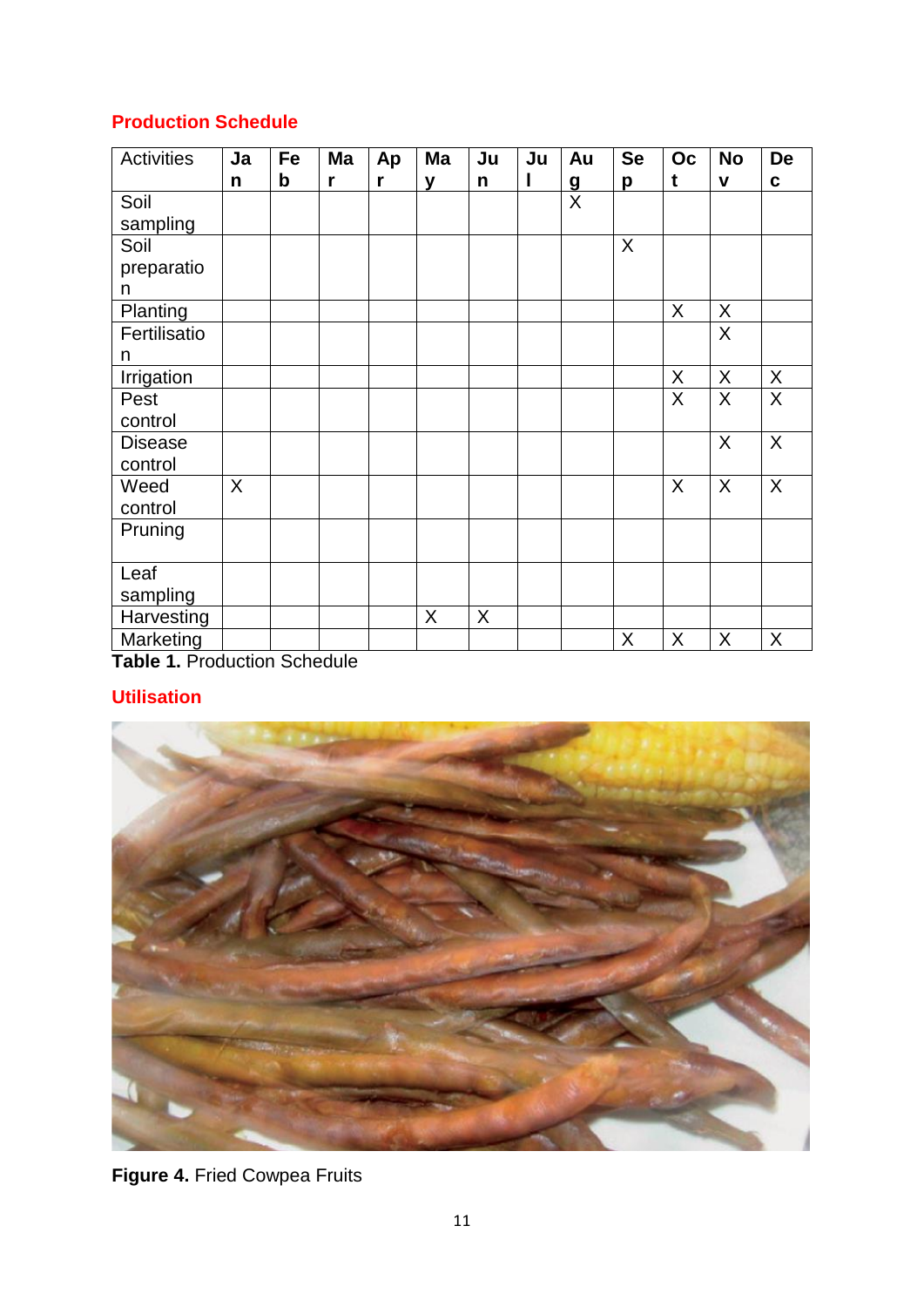## Production Schedule

| Activities | Jan | Feb | Mar | Apr | May | Jun | Jul | Aug | Sep | Oct | Nov | Dec |
|---|---|---|---|---|---|---|---|---|---|---|---|---|
| Soil sampling | | | | | | | | X | | | | |
| Soil preparation | | | | | | | | | X | | | |
| Planting | | | | | | | | | | X | X | |
| Fertilisation | | | | | | | | | | | X | |
| Irrigation | | | | | | | | | | X | X | X |
| Pest control | | | | | | | | | | X | X | X |
| Disease control | | | | | | | | | | | X | X |
| Weed control | X | | | | | | | | | X | X | X |
| Pruning | | | | | | | | | | | | |
| Leaf sampling | | | | | | | | | | | | |
| Harvesting | | | | | X | X | | | | | | |
| Marketing | | | | | | | | | X | X | X | X |

**Table 1.** Production Schedule

## Utilisation

**Figure 4.** Fried Cowpea Fruits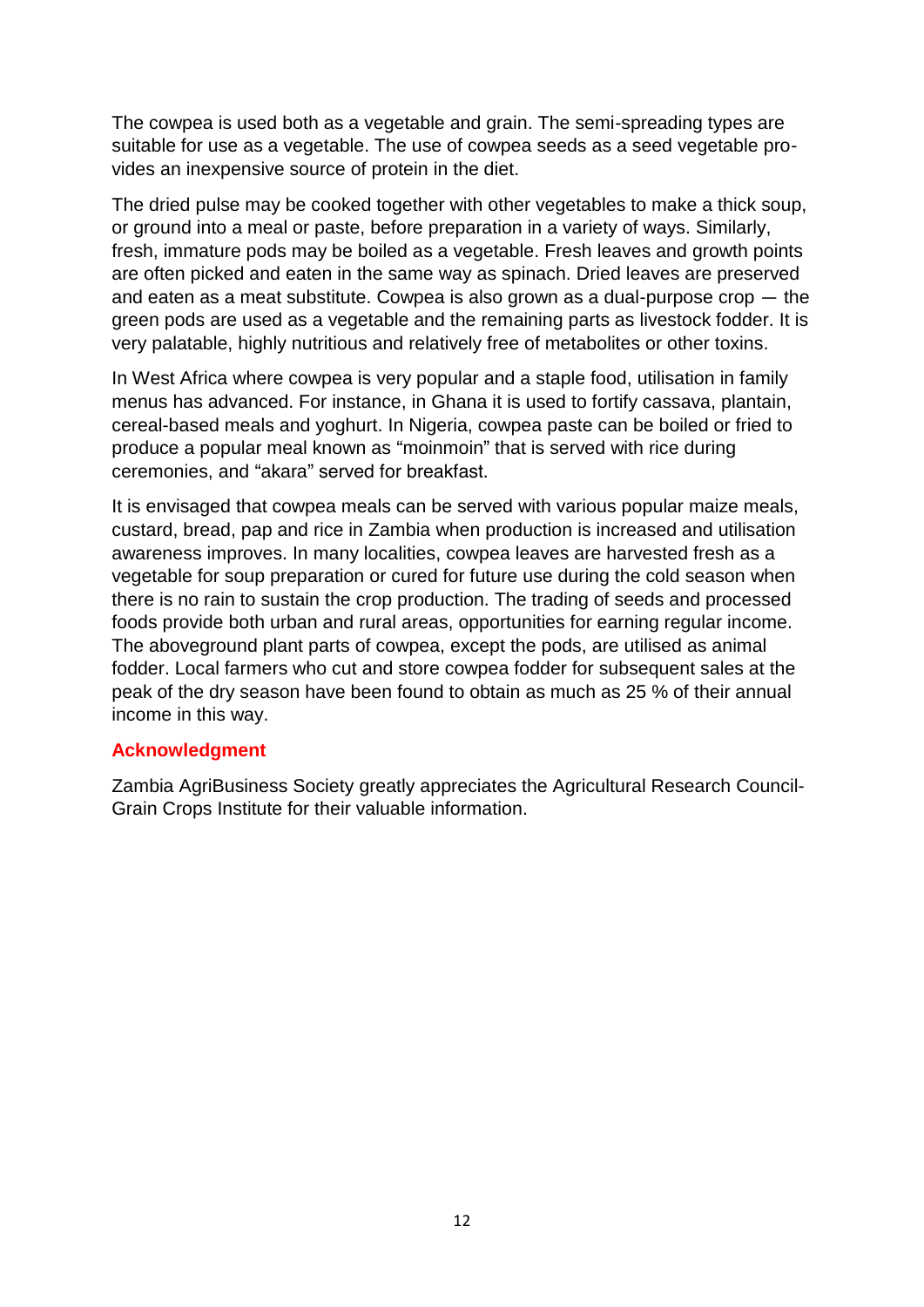The cowpea is used both as a vegetable and grain. The semi-spreading types are suitable for use as a vegetable. The use of cowpea seeds as a seed vegetable provides an inexpensive source of protein in the diet.

The dried pulse may be cooked together with other vegetables to make a thick soup, or ground into a meal or paste, before preparation in a variety of ways. Similarly, fresh, immature pods may be boiled as a vegetable. Fresh leaves and growth points are often picked and eaten in the same way as spinach. Dried leaves are preserved and eaten as a meat substitute. Cowpea is also grown as a dual-purpose crop — the green pods are used as a vegetable and the remaining parts as livestock fodder. It is very palatable, highly nutritious and relatively free of metabolites or other toxins.

In West Africa where cowpea is very popular and a staple food, utilisation in family menus has advanced. For instance, in Ghana it is used to fortify cassava, plantain, cereal-based meals and yoghurt. In Nigeria, cowpea paste can be boiled or fried to produce a popular meal known as "moinmoin" that is served with rice during ceremonies, and "akara" served for breakfast.

It is envisaged that cowpea meals can be served with various popular maize meals, custard, bread, pap and rice in Zambia when production is increased and utilisation awareness improves. In many localities, cowpea leaves are harvested fresh as a vegetable for soup preparation or cured for future use during the cold season when there is no rain to sustain the crop production. The trading of seeds and processed foods provide both urban and rural areas, opportunities for earning regular income. The aboveground plant parts of cowpea, except the pods, are utilised as animal fodder. Local farmers who cut and store cowpea fodder for subsequent sales at the peak of the dry season have been found to obtain as much as 25 % of their annual income in this way.

## Acknowledgment

Zambia AgriBusiness Society greatly appreciates the Agricultural Research Council-Grain Crops Institute for their valuable information.